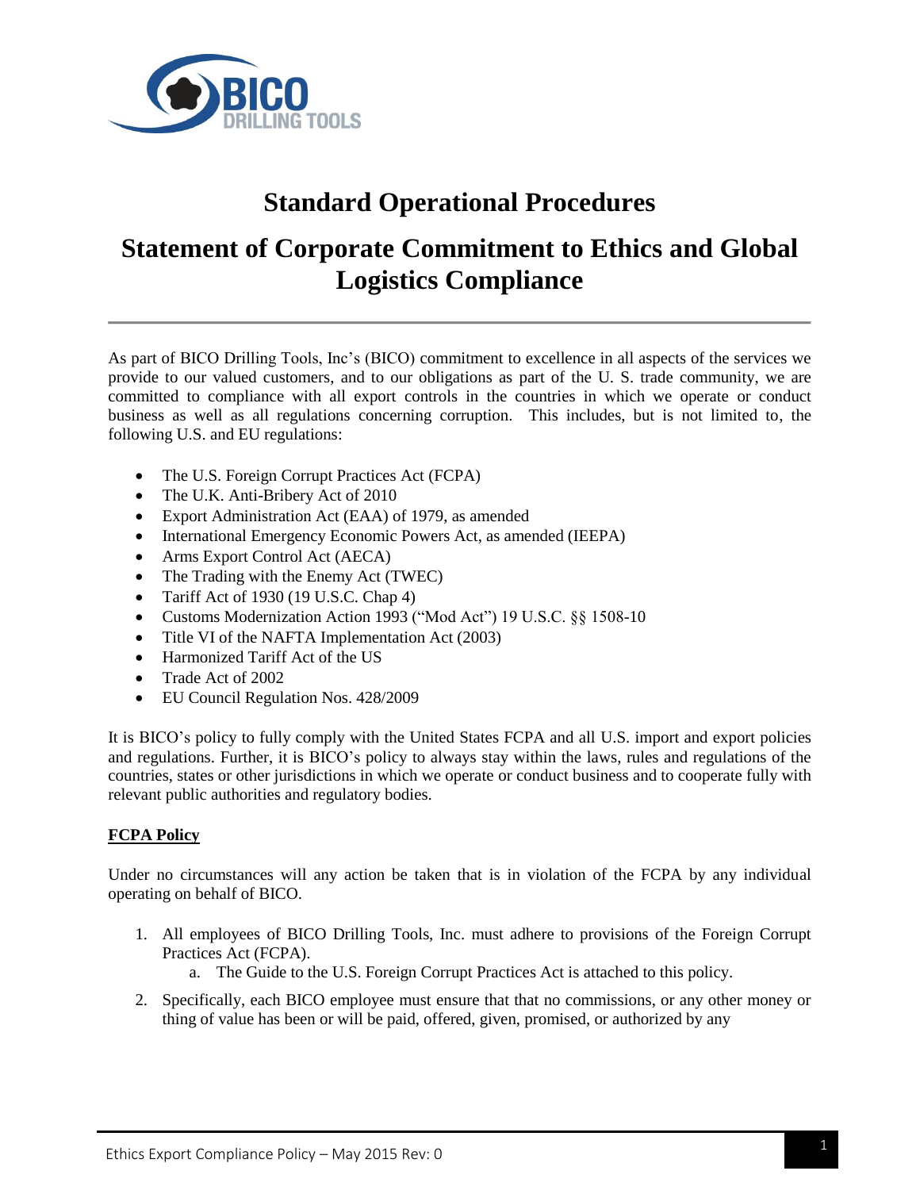# Standard Operational Procedures

# Statement of Corporate Commitment to Ethics and Global Logistics Compliance

As part of BICO Drilling Tools, Inc's (BICO) commitment to excellence in all aspects of the services we provide to our valued customers, and to our obligations as part of the U. S. trade community, we are committed to compliance with all export controls in the countries in which we operate or conduct business as well as all regulations concerning corruption. This includes, but is not limited to, the following U.S. and EU regulations:

- The U.S. Foreign Corrupt Practices Act (FCPA)
- The U.K. Anti-Bribery Act of 2010
- Export Administration Act (EAA) of 1979, as amended
- International Emergency Economic Powers Act, as amended (IEEPA)
- Arms Export Control Act (AECA)
- The Trading with the Enemy Act (TWEC)
- Tariff Act of 1930 (19 U.S.C. Chap 4)
- Customs Modernization Action 1993 ("Mod Act") 19 U.S.C. §§ 1508-10
- Title VI of the NAFTA Implementation Act (2003)
- Harmonized Tariff Act of the US
- Trade Act of 2002
- EU Council Regulation Nos. 428/2009

It is BICO's policy to fully comply with the United States FCPA and all U.S. import and export policies and regulations. Further, it is BICO's policy to always stay within the laws, rules and regulations of the countries, states or other jurisdictions in which we operate or conduct business and to cooperate fully with relevant public authorities and regulatory bodies.

**FCPA Policy**

Under no circumstances will any action be taken that is in violation of the FCPA by any individual operating on behalf of BICO.

1. All employees of BICO Drilling Tools, Inc. must adhere to provisions of the Foreign Corrupt Practices Act (FCPA).
   a. The Guide to the U.S. Foreign Corrupt Practices Act is attached to this policy.
2. Specifically, each BICO employee must ensure that that no commissions, or any other money or thing of value has been or will be paid, offered, given, promised, or authorized by any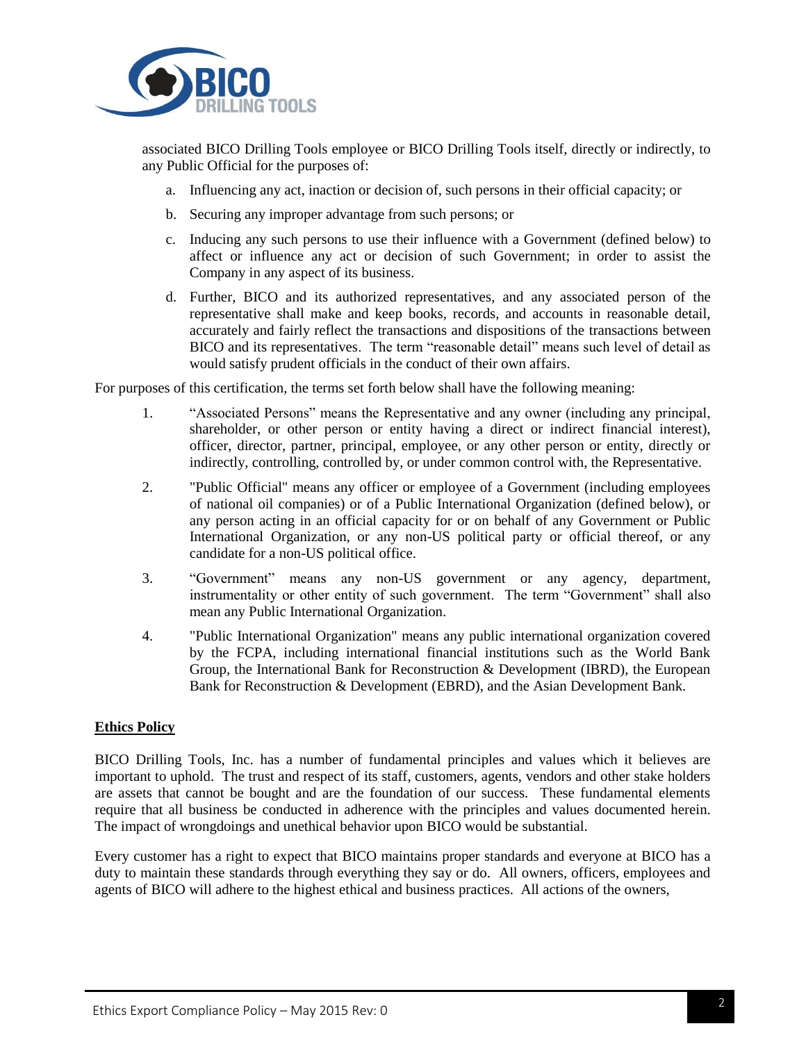associated BICO Drilling Tools employee or BICO Drilling Tools itself, directly or indirectly, to any Public Official for the purposes of:

a. Influencing any act, inaction or decision of, such persons in their official capacity; or

b. Securing any improper advantage from such persons; or

c. Inducing any such persons to use their influence with a Government (defined below) to affect or influence any act or decision of such Government; in order to assist the Company in any aspect of its business.

d. Further, BICO and its authorized representatives, and any associated person of the representative shall make and keep books, records, and accounts in reasonable detail, accurately and fairly reflect the transactions and dispositions of the transactions between BICO and its representatives. The term "reasonable detail" means such level of detail as would satisfy prudent officials in the conduct of their own affairs.

For purposes of this certification, the terms set forth below shall have the following meaning:

1. "Associated Persons" means the Representative and any owner (including any principal, shareholder, or other person or entity having a direct or indirect financial interest), officer, director, partner, principal, employee, or any other person or entity, directly or indirectly, controlling, controlled by, or under common control with, the Representative.

2. "Public Official" means any officer or employee of a Government (including employees of national oil companies) or of a Public International Organization (defined below), or any person acting in an official capacity for or on behalf of any Government or Public International Organization, or any non-US political party or official thereof, or any candidate for a non-US political office.

3. "Government" means any non-US government or any agency, department, instrumentality or other entity of such government. The term "Government" shall also mean any Public International Organization.

4. "Public International Organization" means any public international organization covered by the FCPA, including international financial institutions such as the World Bank Group, the International Bank for Reconstruction & Development (IBRD), the European Bank for Reconstruction & Development (EBRD), and the Asian Development Bank.

**Ethics Policy**

BICO Drilling Tools, Inc. has a number of fundamental principles and values which it believes are important to uphold. The trust and respect of its staff, customers, agents, vendors and other stake holders are assets that cannot be bought and are the foundation of our success. These fundamental elements require that all business be conducted in adherence with the principles and values documented herein. The impact of wrongdoings and unethical behavior upon BICO would be substantial.

Every customer has a right to expect that BICO maintains proper standards and everyone at BICO has a duty to maintain these standards through everything they say or do. All owners, officers, employees and agents of BICO will adhere to the highest ethical and business practices. All actions of the owners,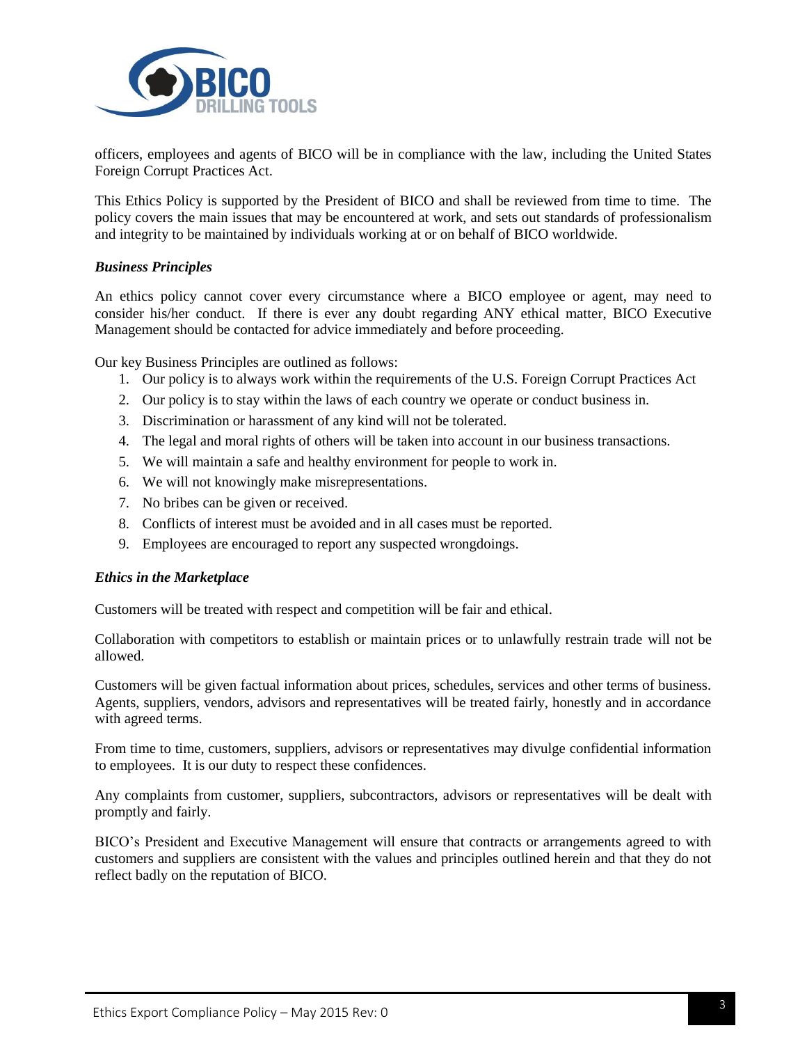officers, employees and agents of BICO will be in compliance with the law, including the United States Foreign Corrupt Practices Act.

This Ethics Policy is supported by the President of BICO and shall be reviewed from time to time. The policy covers the main issues that may be encountered at work, and sets out standards of professionalism and integrity to be maintained by individuals working at or on behalf of BICO worldwide.

***Business Principles***

An ethics policy cannot cover every circumstance where a BICO employee or agent, may need to consider his/her conduct. If there is ever any doubt regarding ANY ethical matter, BICO Executive Management should be contacted for advice immediately and before proceeding.

Our key Business Principles are outlined as follows:

1. Our policy is to always work within the requirements of the U.S. Foreign Corrupt Practices Act
2. Our policy is to stay within the laws of each country we operate or conduct business in.
3. Discrimination or harassment of any kind will not be tolerated.
4. The legal and moral rights of others will be taken into account in our business transactions.
5. We will maintain a safe and healthy environment for people to work in.
6. We will not knowingly make misrepresentations.
7. No bribes can be given or received.
8. Conflicts of interest must be avoided and in all cases must be reported.
9. Employees are encouraged to report any suspected wrongdoings.

***Ethics in the Marketplace***

Customers will be treated with respect and competition will be fair and ethical.

Collaboration with competitors to establish or maintain prices or to unlawfully restrain trade will not be allowed.

Customers will be given factual information about prices, schedules, services and other terms of business. Agents, suppliers, vendors, advisors and representatives will be treated fairly, honestly and in accordance with agreed terms.

From time to time, customers, suppliers, advisors or representatives may divulge confidential information to employees. It is our duty to respect these confidences.

Any complaints from customer, suppliers, subcontractors, advisors or representatives will be dealt with promptly and fairly.

BICO's President and Executive Management will ensure that contracts or arrangements agreed to with customers and suppliers are consistent with the values and principles outlined herein and that they do not reflect badly on the reputation of BICO.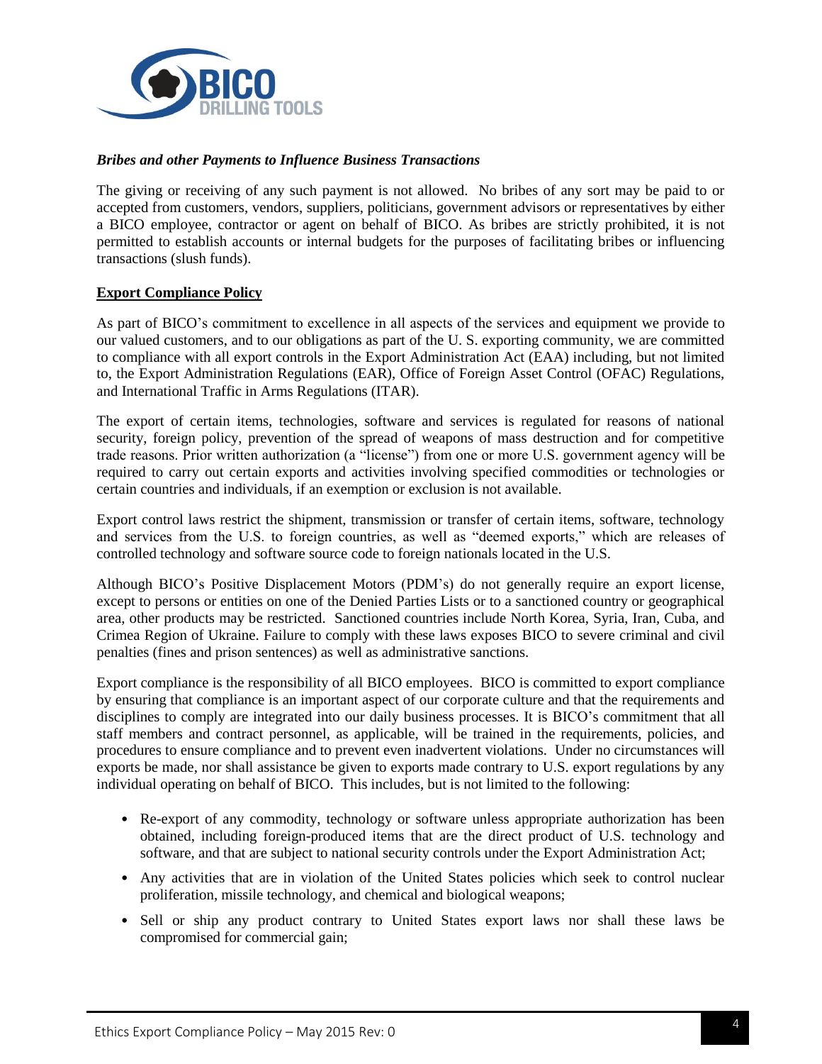***Bribes and other Payments to Influence Business Transactions***

The giving or receiving of any such payment is not allowed. No bribes of any sort may be paid to or accepted from customers, vendors, suppliers, politicians, government advisors or representatives by either a BICO employee, contractor or agent on behalf of BICO. As bribes are strictly prohibited, it is not permitted to establish accounts or internal budgets for the purposes of facilitating bribes or influencing transactions (slush funds).

## Export Compliance Policy

As part of BICO's commitment to excellence in all aspects of the services and equipment we provide to our valued customers, and to our obligations as part of the U. S. exporting community, we are committed to compliance with all export controls in the Export Administration Act (EAA) including, but not limited to, the Export Administration Regulations (EAR), Office of Foreign Asset Control (OFAC) Regulations, and International Traffic in Arms Regulations (ITAR).

The export of certain items, technologies, software and services is regulated for reasons of national security, foreign policy, prevention of the spread of weapons of mass destruction and for competitive trade reasons. Prior written authorization (a "license") from one or more U.S. government agency will be required to carry out certain exports and activities involving specified commodities or technologies or certain countries and individuals, if an exemption or exclusion is not available.

Export control laws restrict the shipment, transmission or transfer of certain items, software, technology and services from the U.S. to foreign countries, as well as "deemed exports," which are releases of controlled technology and software source code to foreign nationals located in the U.S.

Although BICO's Positive Displacement Motors (PDM's) do not generally require an export license, except to persons or entities on one of the Denied Parties Lists or to a sanctioned country or geographical area, other products may be restricted. Sanctioned countries include North Korea, Syria, Iran, Cuba, and Crimea Region of Ukraine. Failure to comply with these laws exposes BICO to severe criminal and civil penalties (fines and prison sentences) as well as administrative sanctions.

Export compliance is the responsibility of all BICO employees. BICO is committed to export compliance by ensuring that compliance is an important aspect of our corporate culture and that the requirements and disciplines to comply are integrated into our daily business processes. It is BICO's commitment that all staff members and contract personnel, as applicable, will be trained in the requirements, policies, and procedures to ensure compliance and to prevent even inadvertent violations. Under no circumstances will exports be made, nor shall assistance be given to exports made contrary to U.S. export regulations by any individual operating on behalf of BICO. This includes, but is not limited to the following:

- Re-export of any commodity, technology or software unless appropriate authorization has been obtained, including foreign-produced items that are the direct product of U.S. technology and software, and that are subject to national security controls under the Export Administration Act;
- Any activities that are in violation of the United States policies which seek to control nuclear proliferation, missile technology, and chemical and biological weapons;
- Sell or ship any product contrary to United States export laws nor shall these laws be compromised for commercial gain;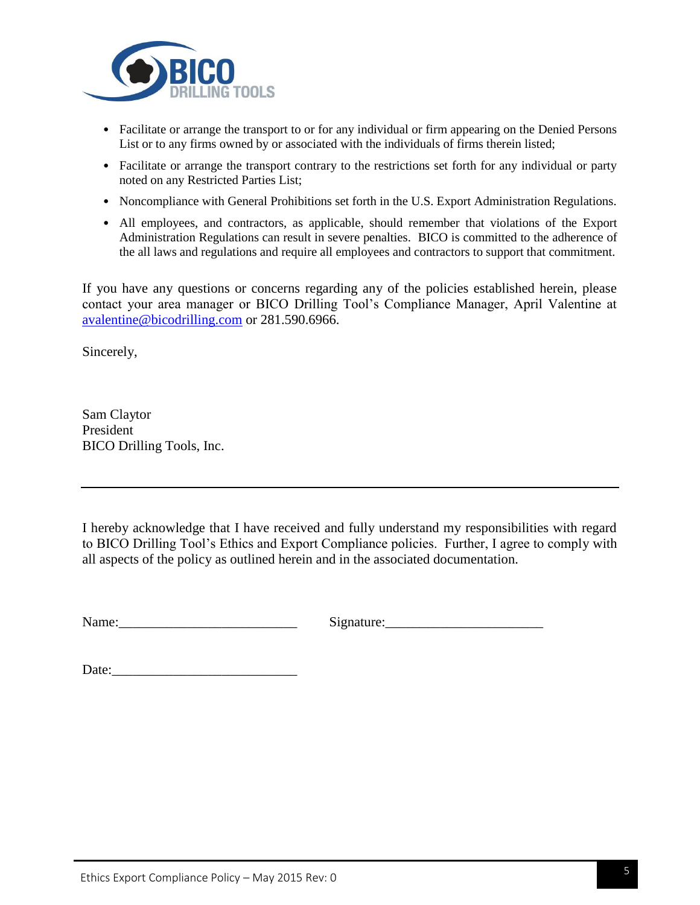- Facilitate or arrange the transport to or for any individual or firm appearing on the Denied Persons List or to any firms owned by or associated with the individuals of firms therein listed;
- Facilitate or arrange the transport contrary to the restrictions set forth for any individual or party noted on any Restricted Parties List;
- Noncompliance with General Prohibitions set forth in the U.S. Export Administration Regulations.
- All employees, and contractors, as applicable, should remember that violations of the Export Administration Regulations can result in severe penalties. BICO is committed to the adherence of the all laws and regulations and require all employees and contractors to support that commitment.

If you have any questions or concerns regarding any of the policies established herein, please contact your area manager or BICO Drilling Tool's Compliance Manager, April Valentine at [avalentine@bicodrilling.com](mailto:avalentine@bicodrilling.com) or 281.590.6966.

Sincerely,

Sam Claytor
President
BICO Drilling Tools, Inc.

---

I hereby acknowledge that I have received and fully understand my responsibilities with regard to BICO Drilling Tool's Ethics and Export Compliance policies. Further, I agree to comply with all aspects of the policy as outlined herein and in the associated documentation.

Name:__________________________ Signature:_______________________

Date:___________________________